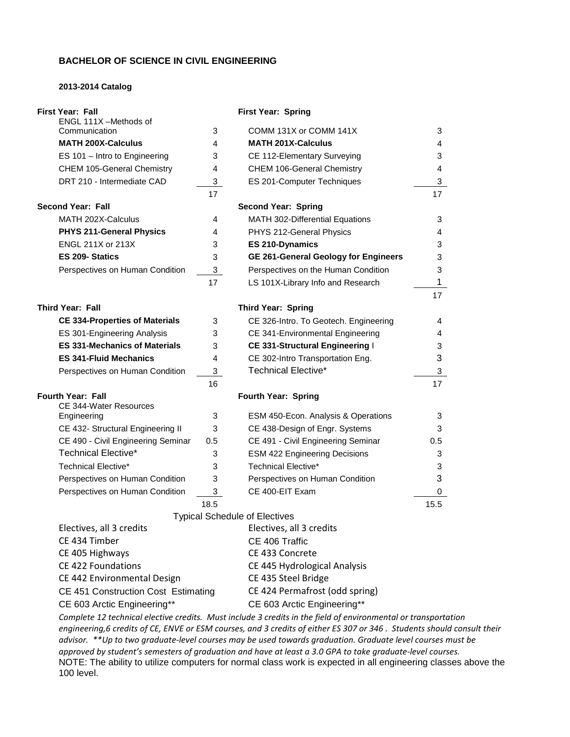# BACHELOR OF SCIENCE IN CIVIL ENGINEERING

**2013-2014 Catalog**

| First Year: Fall | | First Year: Spring | |
|---|---|---|---|
| ENGL 111X –Methods of Communication | 3 | COMM 131X or COMM 141X | 3 |
| **MATH 200X-Calculus** | 4 | **MATH 201X-Calculus** | 4 |
| ES 101 – Intro to Engineering | 3 | CE 112-Elementary Surveying | 3 |
| CHEM 105-General Chemistry | 4 | CHEM 106-General Chemistry | 4 |
| DRT 210 - Intermediate CAD | 3 | ES 201-Computer Techniques | 3 |
| | 17 | | 17 |

| Second Year: Fall | | Second Year: Spring | |
|---|---|---|---|
| MATH 202X-Calculus | 4 | MATH 302-Differential Equations | 3 |
| **PHYS 211-General Physics** | 4 | PHYS 212-General Physics | 4 |
| ENGL 211X or 213X | 3 | **ES 210-Dynamics** | 3 |
| **ES 209- Statics** | 3 | **GE 261-General Geology for Engineers** | 3 |
| Perspectives on Human Condition | 3 | Perspectives on the Human Condition | 3 |
| | 17 | LS 101X-Library Info and Research | 1 |
| | | | 17 |

| Third Year: Fall | | Third Year: Spring | |
|---|---|---|---|
| **CE 334-Properties of Materials** | 3 | CE 326-Intro. To Geotech. Engineering | 4 |
| ES 301-Engineering Analysis | 3 | CE 341-Environmental Engineering | 4 |
| **ES 331-Mechanics of Materials** | 3 | **CE 331-Structural Engineering** I | 3 |
| **ES 341-Fluid Mechanics** | 4 | CE 302-Intro Transportation Eng. | 3 |
| Perspectives on Human Condition | 3 | Technical Elective* | 3 |
| | 16 | | 17 |

| Fourth Year: Fall | | Fourth Year: Spring | |
|---|---|---|---|
| CE 344-Water Resources Engineering | 3 | ESM 450-Econ. Analysis & Operations | 3 |
| CE 432- Structural Engineering II | 3 | CE 438-Design of Engr. Systems | 3 |
| CE 490 - Civil Engineering Seminar | 0.5 | CE 491 - Civil Engineering Seminar | 0.5 |
| Technical Elective* | 3 | ESM 422 Engineering Decisions | 3 |
| Technical Elective* | 3 | Technical Elective* | 3 |
| Perspectives on Human Condition | 3 | Perspectives on Human Condition | 3 |
| Perspectives on Human Condition | 3 | CE 400-EIT Exam | 0 |
| | 18.5 | | 15.5 |

**Typical Schedule of Electives**

| Electives, all 3 credits | Electives, all 3 credits |
|---|---|
| CE 434 Timber | CE 406 Traffic |
| CE 405 Highways | CE 433 Concrete |
| CE 422 Foundations | CE 445 Hydrological Analysis |
| CE 442 Environmental Design | CE 435 Steel Bridge |
| CE 451 Construction Cost Estimating | CE 424 Permafrost (odd spring) |
| CE 603 Arctic Engineering** | CE 603 Arctic Engineering** |

*Complete 12 technical elective credits. Must include 3 credits in the field of environmental or transportation engineering,6 credits of CE, ENVE or ESM courses, and 3 credits of either ES 307 or 346 . Students should consult their advisor. **Up to two graduate-level courses may be used towards graduation. Graduate level courses must be approved by student's semesters of graduation and have at least a 3.0 GPA to take graduate-level courses.*

NOTE: The ability to utilize computers for normal class work is expected in all engineering classes above the 100 level.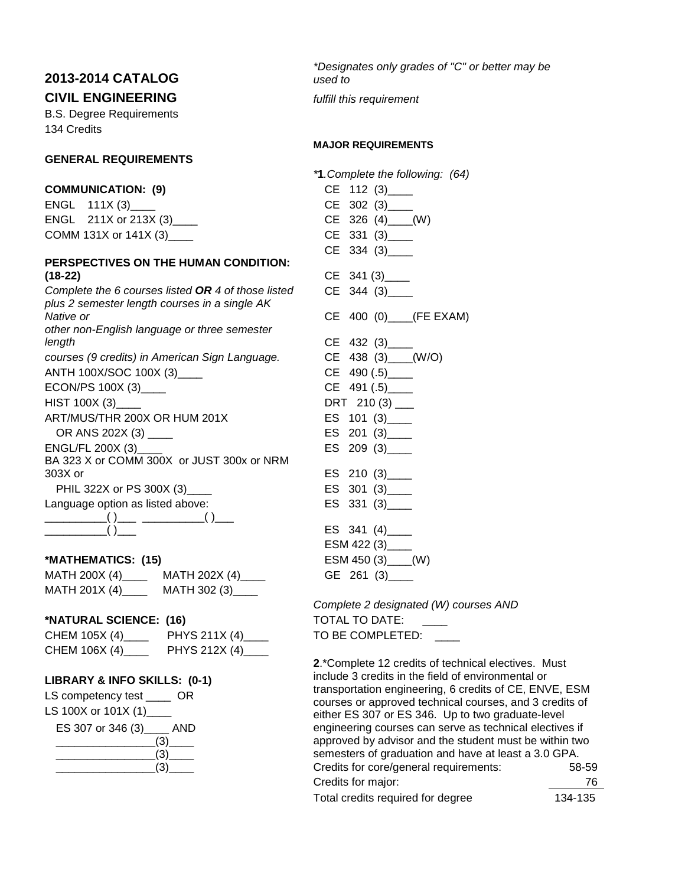## 2013-2014 CATALOG

## CIVIL ENGINEERING

B.S. Degree Requirements
134 Credits

### GENERAL REQUIREMENTS

**COMMUNICATION: (9)**

ENGL 111X (3)____
ENGL 211X or 213X (3)____
COMM 131X or 141X (3)____

**PERSPECTIVES ON THE HUMAN CONDITION: (18-22)**

*Complete the 6 courses listed **OR** 4 of those listed plus 2 semester length courses in a single AK Native or other non-English language or three semester length courses (9 credits) in American Sign Language.*

ANTH 100X/SOC 100X (3)____
ECON/PS 100X (3)____
HIST 100X (3)____
ART/MUS/THR 200X OR HUM 201X
OR ANS 202X (3) ____
ENGL/FL 200X (3)____
BA 323 X or COMM 300X or JUST 300x or NRM 303X or
PHIL 322X or PS 300X (3)____
Language option as listed above:
__________( )___ __________( )___
__________( )___

**\*MATHEMATICS: (15)**

MATH 200X (4)____ MATH 202X (4)____
MATH 201X (4)____ MATH 302 (3)____

**\*NATURAL SCIENCE: (16)**

CHEM 105X (4)____ PHYS 211X (4)____
CHEM 106X (4)____ PHYS 212X (4)____

**LIBRARY & INFO SKILLS: (0-1)**

LS competency test ____ OR
LS 100X or 101X (1)____
ES 307 or 346 (3)____ AND
________________(3)____
________________(3)____
________________(3)____

*\*Designates only grades of "C" or better may be used to*

*fulfill this requirement*

### MAJOR REQUIREMENTS

\***1**.*Complete the following: (64)*

CE 112 (3)____
CE 302 (3)____
CE 326 (4)____(W)
CE 331 (3)____
CE 334 (3)____
CE 341 (3)____
CE 344 (3)____
CE 400 (0)____(FE EXAM)
CE 432 (3)____
CE 438 (3)____(W/O)
CE 490 (.5)____
CE 491 (.5)____
DRT 210 (3) ___
ES 101 (3)____
ES 201 (3)____
ES 209 (3)____
ES 210 (3)____
ES 301 (3)____
ES 331 (3)____
ES 341 (4)____
ESM 422 (3)____
ESM 450 (3)____(W)
GE 261 (3)____

*Complete 2 designated (W) courses AND*

TOTAL TO DATE: ____
TO BE COMPLETED: ____

**2**.\*Complete 12 credits of technical electives. Must include 3 credits in the field of environmental or transportation engineering, 6 credits of CE, ENVE, ESM courses or approved technical courses, and 3 credits of either ES 307 or ES 346. Up to two graduate-level engineering courses can serve as technical electives if approved by advisor and the student must be within two semesters of graduation and have at least a 3.0 GPA.

| | |
|---|---|
| Credits for core/general requirements: | 58-59 |
| Credits for major: | 76 |
| Total credits required for degree | 134-135 |